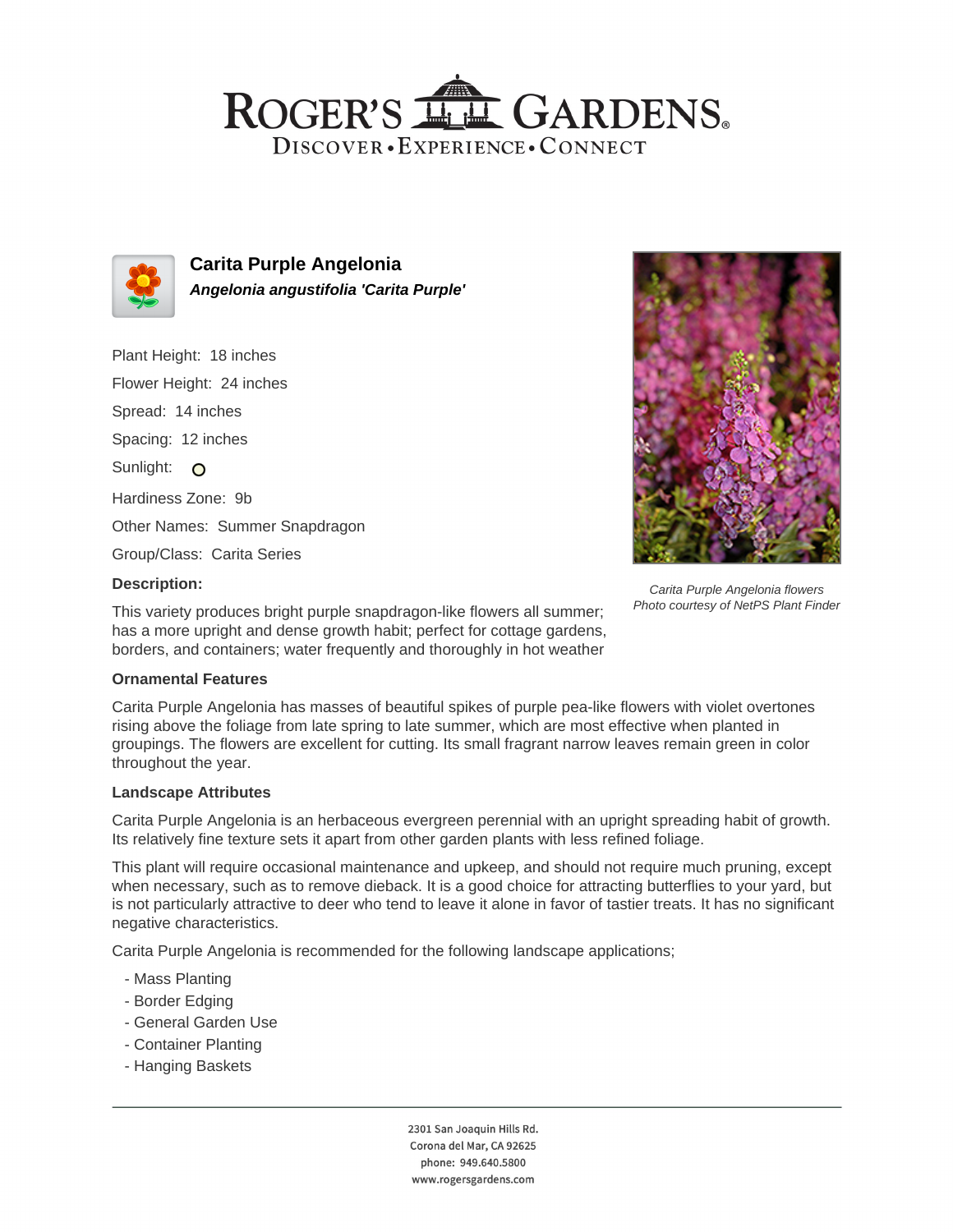# ROGER'S GARDENS

DISCOVER • EXPERIENCE • CONNECT

## Carita Purple Angelonia

***Angelonia angustifolia 'Carita Purple'***

Plant Height: 18 inches

Flower Height: 24 inches

Spread: 14 inches

Spacing: 12 inches

Sunlight:

Hardiness Zone: 9b

Other Names: Summer Snapdragon

Group/Class: Carita Series

*Carita Purple Angelonia flowers*
*Photo courtesy of NetPS Plant Finder*

### Description:

This variety produces bright purple snapdragon-like flowers all summer; has a more upright and dense growth habit; perfect for cottage gardens, borders, and containers; water frequently and thoroughly in hot weather

### Ornamental Features

Carita Purple Angelonia has masses of beautiful spikes of purple pea-like flowers with violet overtones rising above the foliage from late spring to late summer, which are most effective when planted in groupings. The flowers are excellent for cutting. Its small fragrant narrow leaves remain green in color throughout the year.

### Landscape Attributes

Carita Purple Angelonia is an herbaceous evergreen perennial with an upright spreading habit of growth. Its relatively fine texture sets it apart from other garden plants with less refined foliage.

This plant will require occasional maintenance and upkeep, and should not require much pruning, except when necessary, such as to remove dieback. It is a good choice for attracting butterflies to your yard, but is not particularly attractive to deer who tend to leave it alone in favor of tastier treats. It has no significant negative characteristics.

Carita Purple Angelonia is recommended for the following landscape applications;

- Mass Planting
- Border Edging
- General Garden Use
- Container Planting
- Hanging Baskets

2301 San Joaquin Hills Rd.
Corona del Mar, CA 92625
phone: 949.640.5800
www.rogersgardens.com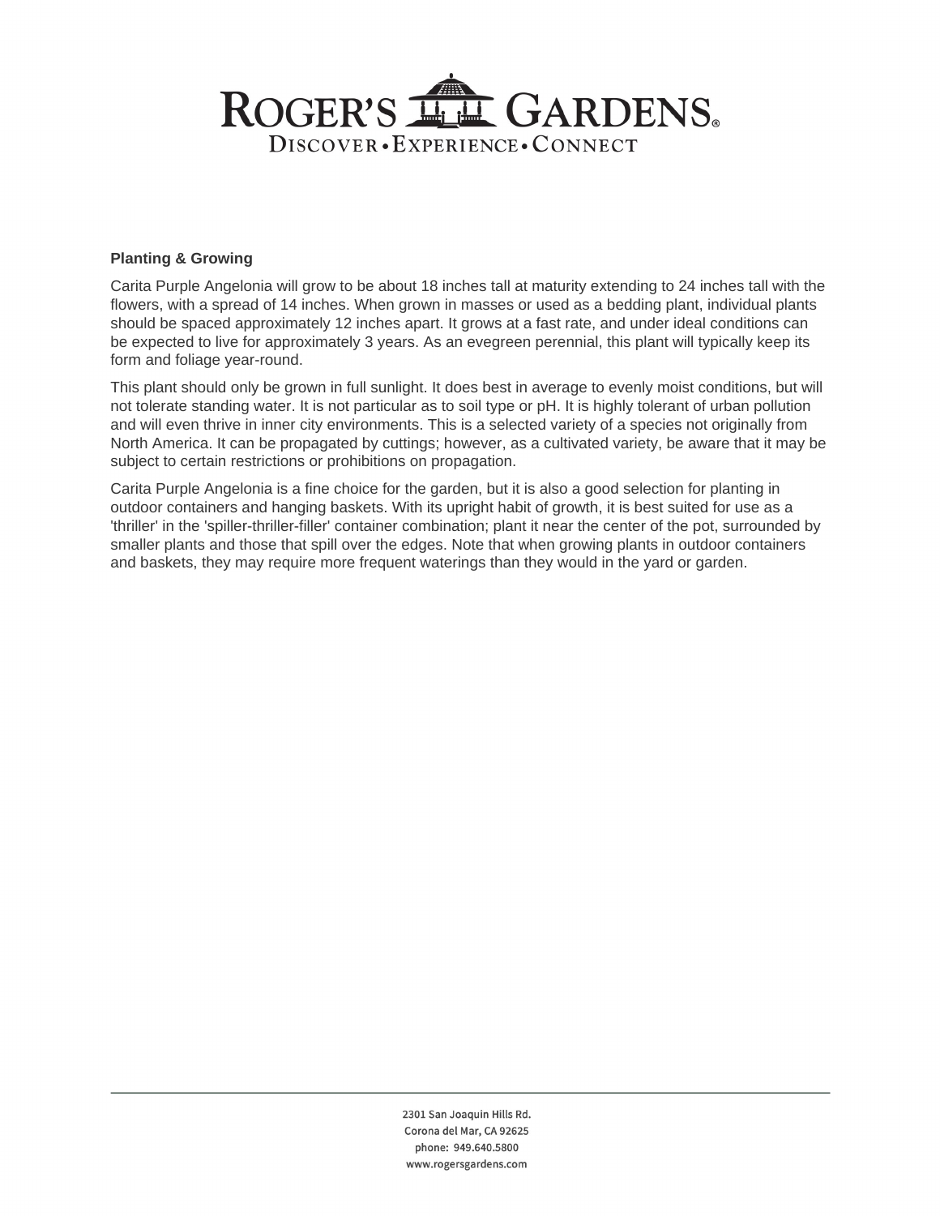**Planting & Growing**

Carita Purple Angelonia will grow to be about 18 inches tall at maturity extending to 24 inches tall with the flowers, with a spread of 14 inches. When grown in masses or used as a bedding plant, individual plants should be spaced approximately 12 inches apart. It grows at a fast rate, and under ideal conditions can be expected to live for approximately 3 years. As an evegreen perennial, this plant will typically keep its form and foliage year-round.

This plant should only be grown in full sunlight. It does best in average to evenly moist conditions, but will not tolerate standing water. It is not particular as to soil type or pH. It is highly tolerant of urban pollution and will even thrive in inner city environments. This is a selected variety of a species not originally from North America. It can be propagated by cuttings; however, as a cultivated variety, be aware that it may be subject to certain restrictions or prohibitions on propagation.

Carita Purple Angelonia is a fine choice for the garden, but it is also a good selection for planting in outdoor containers and hanging baskets. With its upright habit of growth, it is best suited for use as a 'thriller' in the 'spiller-thriller-filler' container combination; plant it near the center of the pot, surrounded by smaller plants and those that spill over the edges. Note that when growing plants in outdoor containers and baskets, they may require more frequent waterings than they would in the yard or garden.